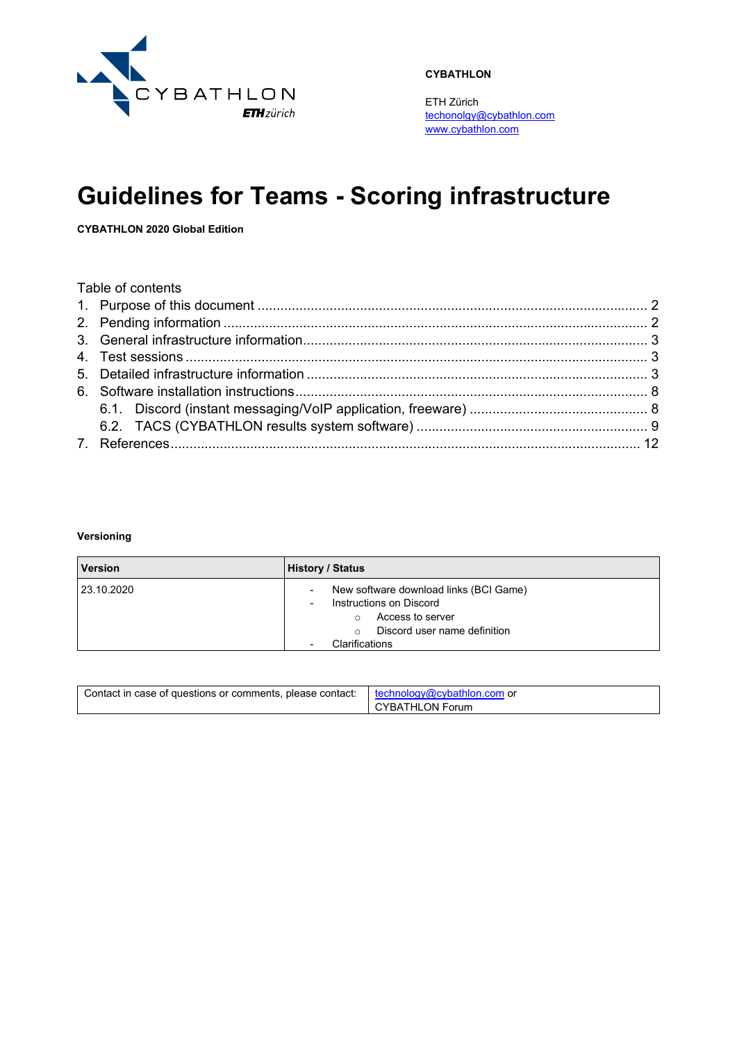CYBATHLON

ETH Zürich
techonolgy@cybathlon.com
www.cybathlon.com

# Guidelines for Teams - Scoring infrastructure

**CYBATHLON 2020 Global Edition**

Table of contents

1. Purpose of this document ..... 2
2. Pending information ..... 2
3. General infrastructure information ..... 3
4. Test sessions ..... 3
5. Detailed infrastructure information ..... 3
6. Software installation instructions ..... 8
   - 6.1. Discord (instant messaging/VoIP application, freeware) ..... 8
   - 6.2. TACS (CYBATHLON results system software) ..... 9
7. References ..... 12

**Versioning**

| Version | History / Status |
| --- | --- |
| 23.10.2020 | - New software download links (BCI Game)<br>- Instructions on Discord<br>  ○ Access to server<br>  ○ Discord user name definition<br>- Clarifications |

| Contact in case of questions or comments, please contact: | technology@cybathlon.com or CYBATHLON Forum |
| --- | --- |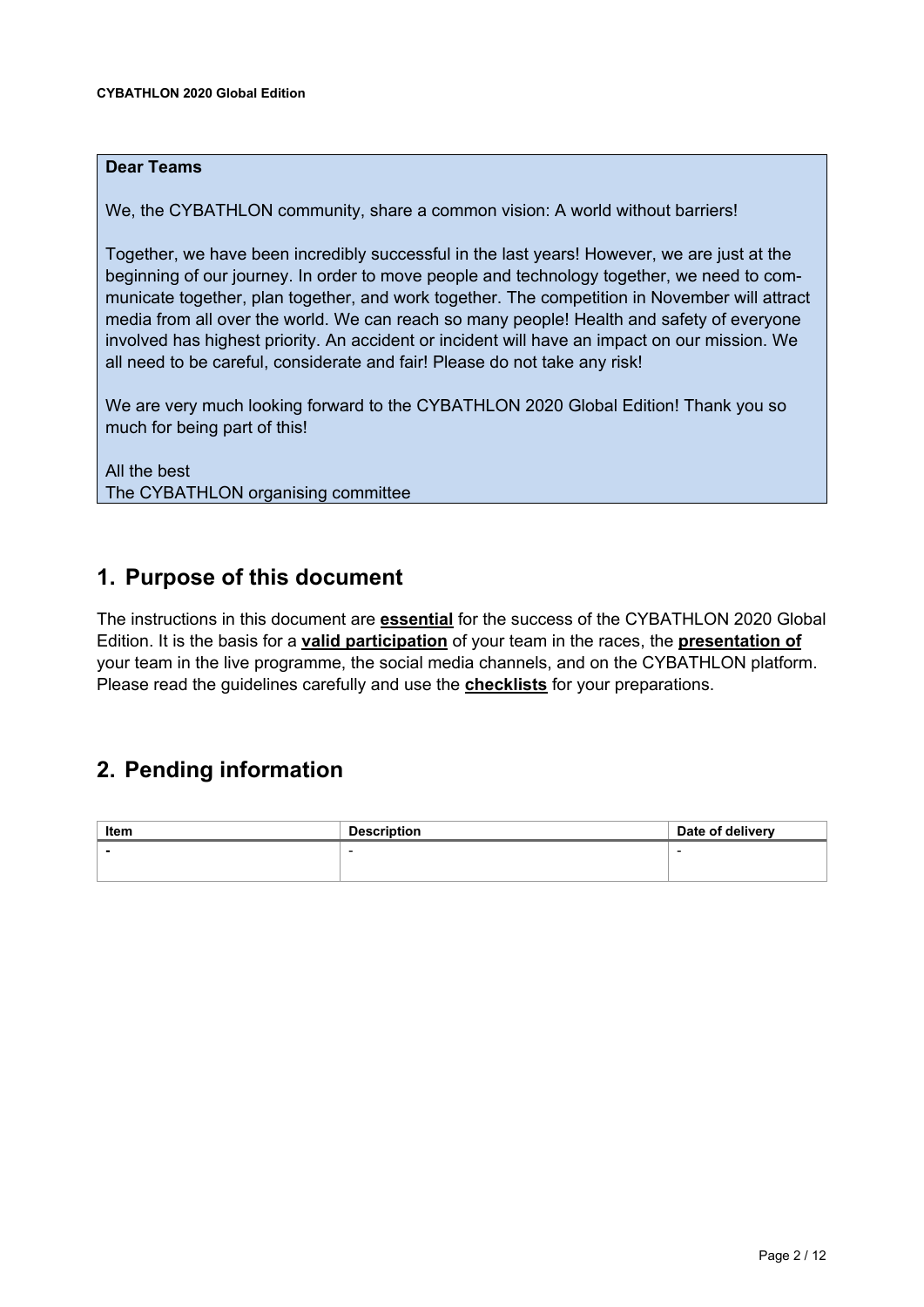**Dear Teams**

We, the CYBATHLON community, share a common vision: A world without barriers!

Together, we have been incredibly successful in the last years! However, we are just at the beginning of our journey. In order to move people and technology together, we need to communicate together, plan together, and work together. The competition in November will attract media from all over the world. We can reach so many people! Health and safety of everyone involved has highest priority. An accident or incident will have an impact on our mission. We all need to be careful, considerate and fair! Please do not take any risk!

We are very much looking forward to the CYBATHLON 2020 Global Edition! Thank you so much for being part of this!

All the best
The CYBATHLON organising committee

## 1. Purpose of this document

The instructions in this document are **essential** for the success of the CYBATHLON 2020 Global Edition. It is the basis for a **valid participation** of your team in the races, the **presentation of** your team in the live programme, the social media channels, and on the CYBATHLON platform. Please read the guidelines carefully and use the **checklists** for your preparations.

## 2. Pending information

| Item | Description | Date of delivery |
| --- | --- | --- |
| - | - | - |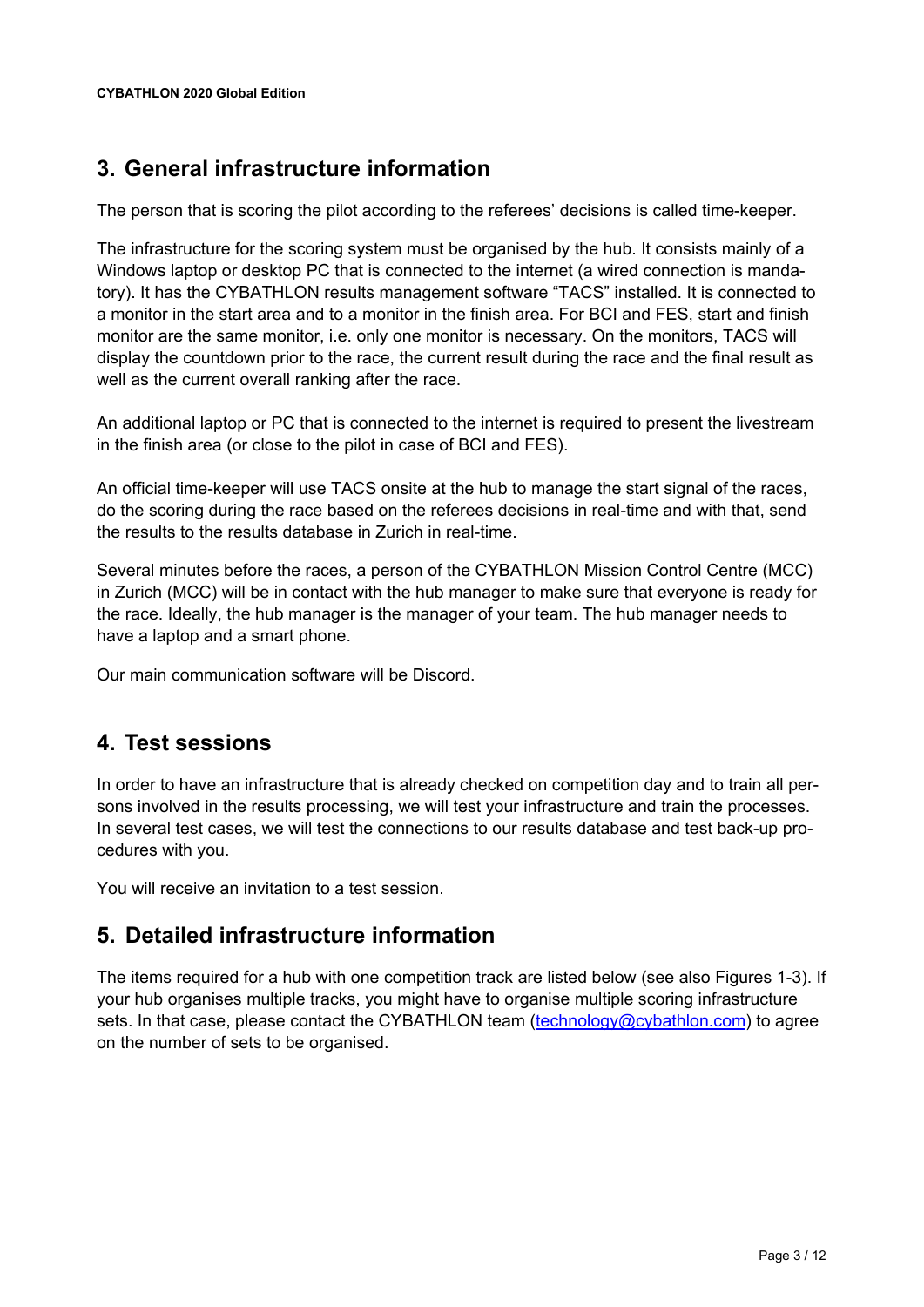## 3. General infrastructure information

The person that is scoring the pilot according to the referees' decisions is called time-keeper.

The infrastructure for the scoring system must be organised by the hub. It consists mainly of a Windows laptop or desktop PC that is connected to the internet (a wired connection is mandatory). It has the CYBATHLON results management software "TACS" installed. It is connected to a monitor in the start area and to a monitor in the finish area. For BCI and FES, start and finish monitor are the same monitor, i.e. only one monitor is necessary. On the monitors, TACS will display the countdown prior to the race, the current result during the race and the final result as well as the current overall ranking after the race.

An additional laptop or PC that is connected to the internet is required to present the livestream in the finish area (or close to the pilot in case of BCI and FES).

An official time-keeper will use TACS onsite at the hub to manage the start signal of the races, do the scoring during the race based on the referees decisions in real-time and with that, send the results to the results database in Zurich in real-time.

Several minutes before the races, a person of the CYBATHLON Mission Control Centre (MCC) in Zurich (MCC) will be in contact with the hub manager to make sure that everyone is ready for the race. Ideally, the hub manager is the manager of your team. The hub manager needs to have a laptop and a smart phone.

Our main communication software will be Discord.

## 4. Test sessions

In order to have an infrastructure that is already checked on competition day and to train all persons involved in the results processing, we will test your infrastructure and train the processes. In several test cases, we will test the connections to our results database and test back-up procedures with you.

You will receive an invitation to a test session.

## 5. Detailed infrastructure information

The items required for a hub with one competition track are listed below (see also Figures 1-3). If your hub organises multiple tracks, you might have to organise multiple scoring infrastructure sets. In that case, please contact the CYBATHLON team (technology@cybathlon.com) to agree on the number of sets to be organised.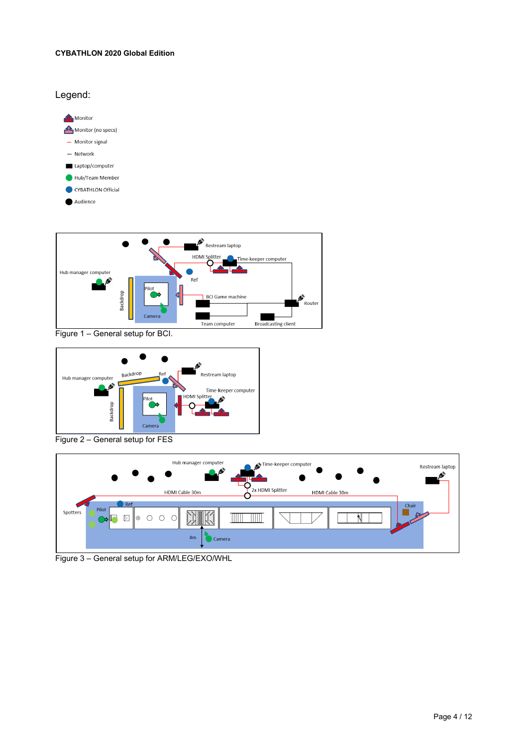Legend:

- Monitor
- Monitor (no specs)
- Monitor signal
- Network
- Laptop/computer
- Hub/Team Member
- CYBATHLON Official
- Audience

Figure 1 – General setup for BCI.

Figure 2 – General setup for FES

Figure 3 – General setup for ARM/LEG/EXO/WHL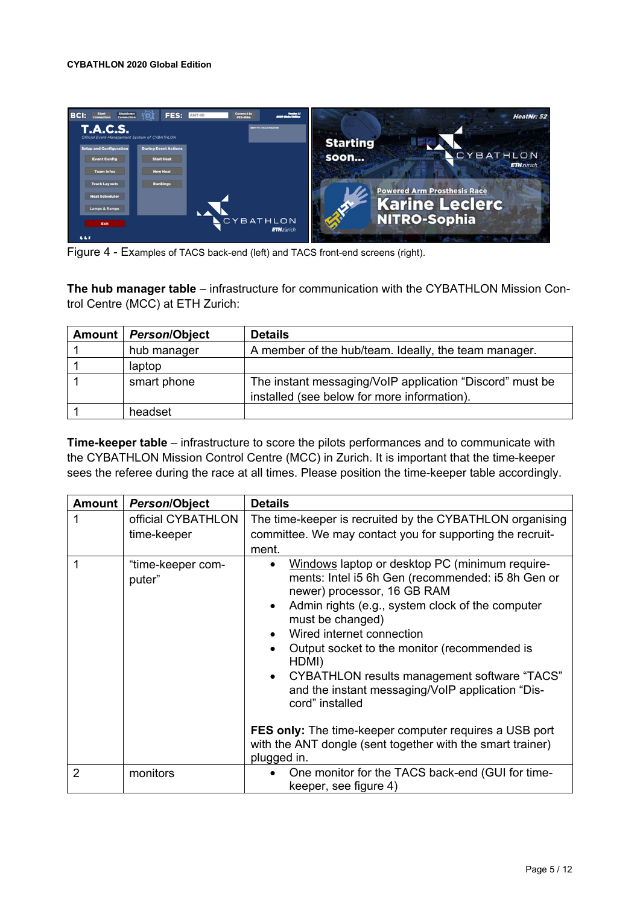Figure 4 - Examples of TACS back-end (left) and TACS front-end screens (right).

**The hub manager table** – infrastructure for communication with the CYBATHLON Mission Control Centre (MCC) at ETH Zurich:

| Amount | *Person*/Object | Details |
|---|---|---|
| 1 | hub manager | A member of the hub/team. Ideally, the team manager. |
| 1 | laptop | |
| 1 | smart phone | The instant messaging/VoIP application "Discord" must be installed (see below for more information). |
| 1 | headset | |

**Time-keeper table** – infrastructure to score the pilots performances and to communicate with the CYBATHLON Mission Control Centre (MCC) in Zurich. It is important that the time-keeper sees the referee during the race at all times. Please position the time-keeper table accordingly.

| Amount | *Person*/Object | Details |
|---|---|---|
| 1 | official CYBATHLON time-keeper | The time-keeper is recruited by the CYBATHLON organising committee. We may contact you for supporting the recruitment. |
| 1 | "time-keeper computer" | • Windows laptop or desktop PC (minimum requirements: Intel i5 6h Gen (recommended: i5 8h Gen or newer) processor, 16 GB RAM<br>• Admin rights (e.g., system clock of the computer must be changed)<br>• Wired internet connection<br>• Output socket to the monitor (recommended is HDMI)<br>• CYBATHLON results management software "TACS" and the instant messaging/VoIP application "Discord" installed<br><br>**FES only:** The time-keeper computer requires a USB port with the ANT dongle (sent together with the smart trainer) plugged in. |
| 2 | monitors | • One monitor for the TACS back-end (GUI for time-keeper, see figure 4) |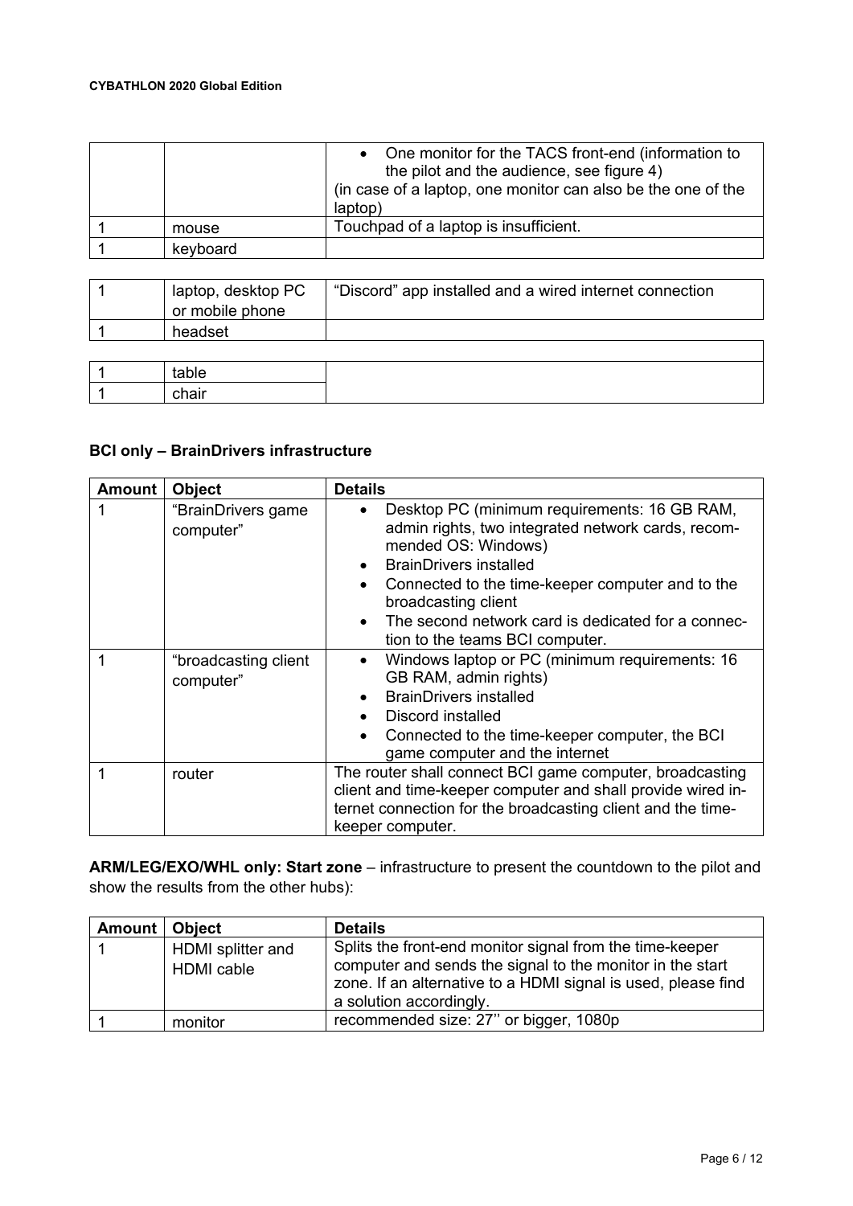| | | • One monitor for the TACS front-end (information to the pilot and the audience, see figure 4)<br>(in case of a laptop, one monitor can also be the one of the laptop) |
|---|---|---|
| 1 | mouse | Touchpad of a laptop is insufficient. |
| 1 | keyboard | |

| | | |
|---|---|---|
| 1 | laptop, desktop PC or mobile phone | "Discord" app installed and a wired internet connection |
| 1 | headset | |

| | | |
|---|---|---|
| 1 | table | |
| 1 | chair | |

**BCI only – BrainDrivers infrastructure**

| Amount | Object | Details |
|---|---|---|
| 1 | "BrainDrivers game computer" | • Desktop PC (minimum requirements: 16 GB RAM, admin rights, two integrated network cards, recommended OS: Windows)<br>• BrainDrivers installed<br>• Connected to the time-keeper computer and to the broadcasting client<br>• The second network card is dedicated for a connection to the teams BCI computer. |
| 1 | "broadcasting client computer" | • Windows laptop or PC (minimum requirements: 16 GB RAM, admin rights)<br>• BrainDrivers installed<br>• Discord installed<br>• Connected to the time-keeper computer, the BCI game computer and the internet |
| 1 | router | The router shall connect BCI game computer, broadcasting client and time-keeper computer and shall provide wired internet connection for the broadcasting client and the time-keeper computer. |

**ARM/LEG/EXO/WHL only: Start zone** – infrastructure to present the countdown to the pilot and show the results from the other hubs):

| Amount | Object | Details |
|---|---|---|
| 1 | HDMI splitter and HDMI cable | Splits the front-end monitor signal from the time-keeper computer and sends the signal to the monitor in the start zone. If an alternative to a HDMI signal is used, please find a solution accordingly. |
| 1 | monitor | recommended size: 27'' or bigger, 1080p |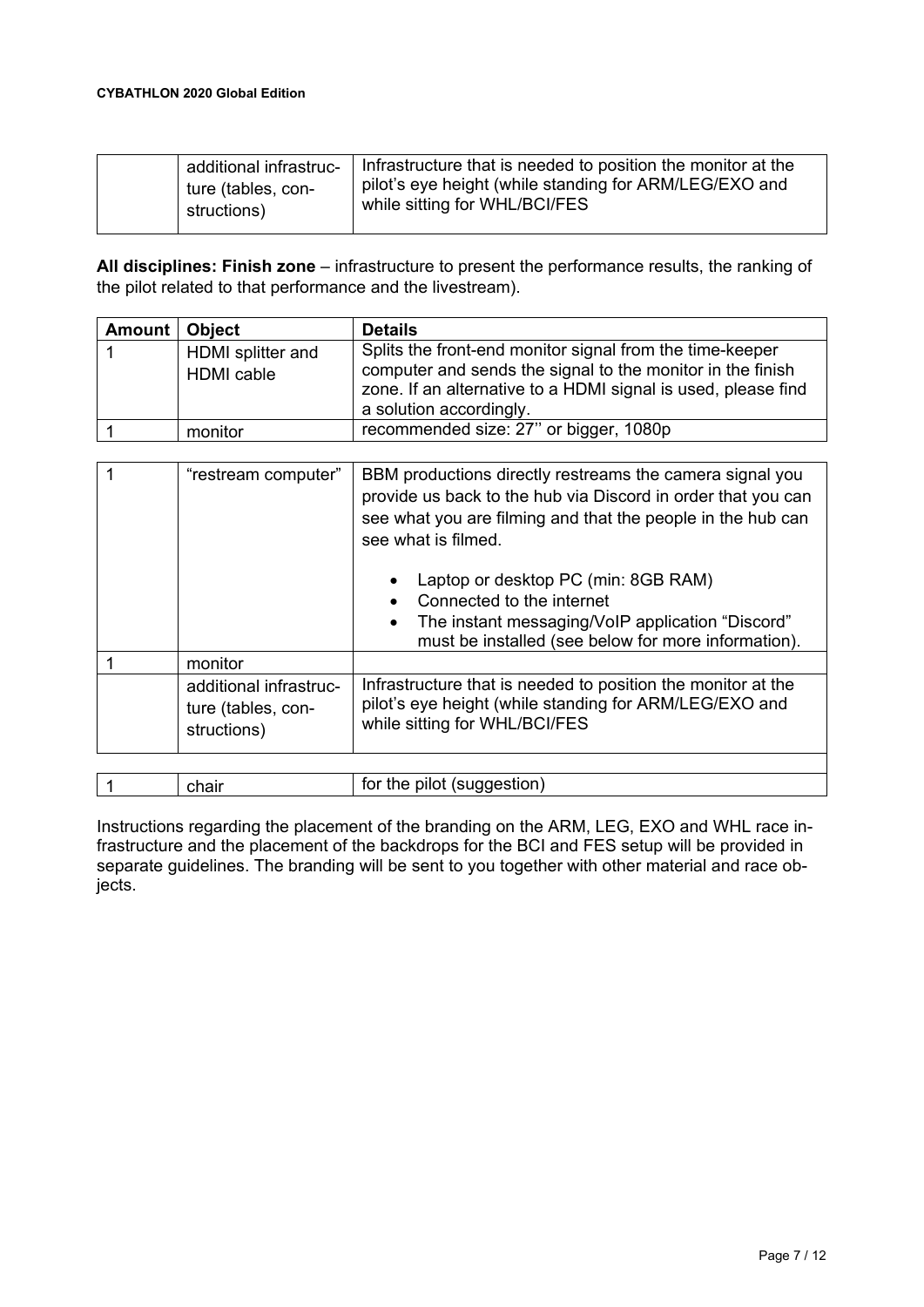| | | |
|---|---|---|
| | additional infrastructure (tables, constructions) | Infrastructure that is needed to position the monitor at the pilot's eye height (while standing for ARM/LEG/EXO and while sitting for WHL/BCI/FES |

**All disciplines: Finish zone** – infrastructure to present the performance results, the ranking of the pilot related to that performance and the livestream).

| Amount | Object | Details |
|---|---|---|
| 1 | HDMI splitter and HDMI cable | Splits the front-end monitor signal from the time-keeper computer and sends the signal to the monitor in the finish zone. If an alternative to a HDMI signal is used, please find a solution accordingly. |
| 1 | monitor | recommended size: 27'' or bigger, 1080p |
| 1 | "restream computer" | BBM productions directly restreams the camera signal you provide us back to the hub via Discord in order that you can see what you are filming and that the people in the hub can see what is filmed.<br><br>• Laptop or desktop PC (min: 8GB RAM)<br>• Connected to the internet<br>• The instant messaging/VoIP application "Discord" must be installed (see below for more information). |
| 1 | monitor | |
| | additional infrastructure (tables, constructions) | Infrastructure that is needed to position the monitor at the pilot's eye height (while standing for ARM/LEG/EXO and while sitting for WHL/BCI/FES |
| 1 | chair | for the pilot (suggestion) |

Instructions regarding the placement of the branding on the ARM, LEG, EXO and WHL race infrastructure and the placement of the backdrops for the BCI and FES setup will be provided in separate guidelines. The branding will be sent to you together with other material and race objects.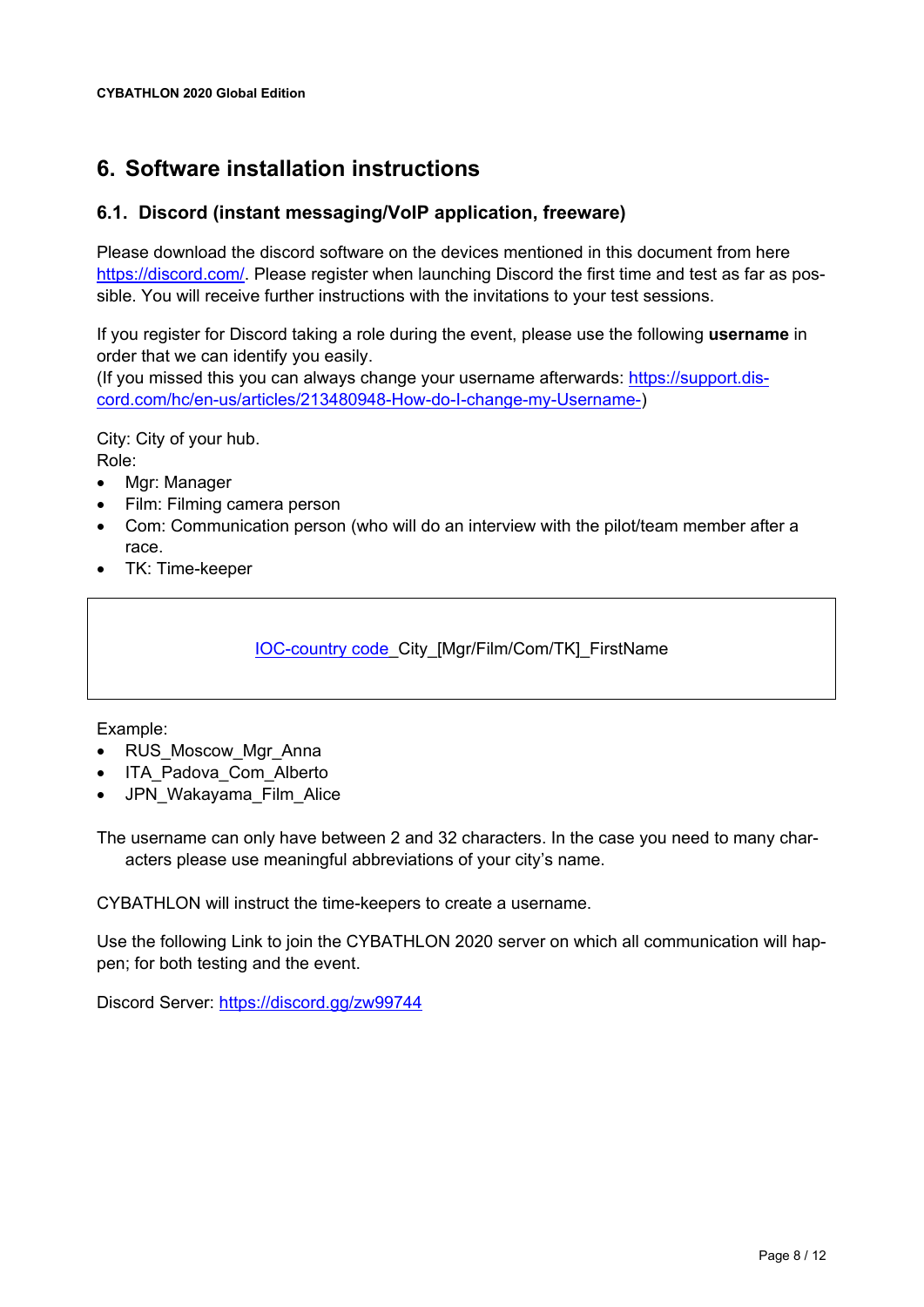# 6. Software installation instructions

## 6.1. Discord (instant messaging/VoIP application, freeware)

Please download the discord software on the devices mentioned in this document from here https://discord.com/. Please register when launching Discord the first time and test as far as possible. You will receive further instructions with the invitations to your test sessions.

If you register for Discord taking a role during the event, please use the following **username** in order that we can identify you easily.
(If you missed this you can always change your username afterwards: https://support.discord.com/hc/en-us/articles/213480948-How-do-I-change-my-Username-)

City: City of your hub.
Role:

- Mgr: Manager
- Film: Filming camera person
- Com: Communication person (who will do an interview with the pilot/team member after a race.
- TK: Time-keeper

| IOC-country code _City_[Mgr/Film/Com/TK]_FirstName |
|---|

Example:

- RUS_Moscow_Mgr_Anna
- ITA_Padova_Com_Alberto
- JPN_Wakayama_Film_Alice

The username can only have between 2 and 32 characters. In the case you need to many characters please use meaningful abbreviations of your city's name.

CYBATHLON will instruct the time-keepers to create a username.

Use the following Link to join the CYBATHLON 2020 server on which all communication will happen; for both testing and the event.

Discord Server: https://discord.gg/zw99744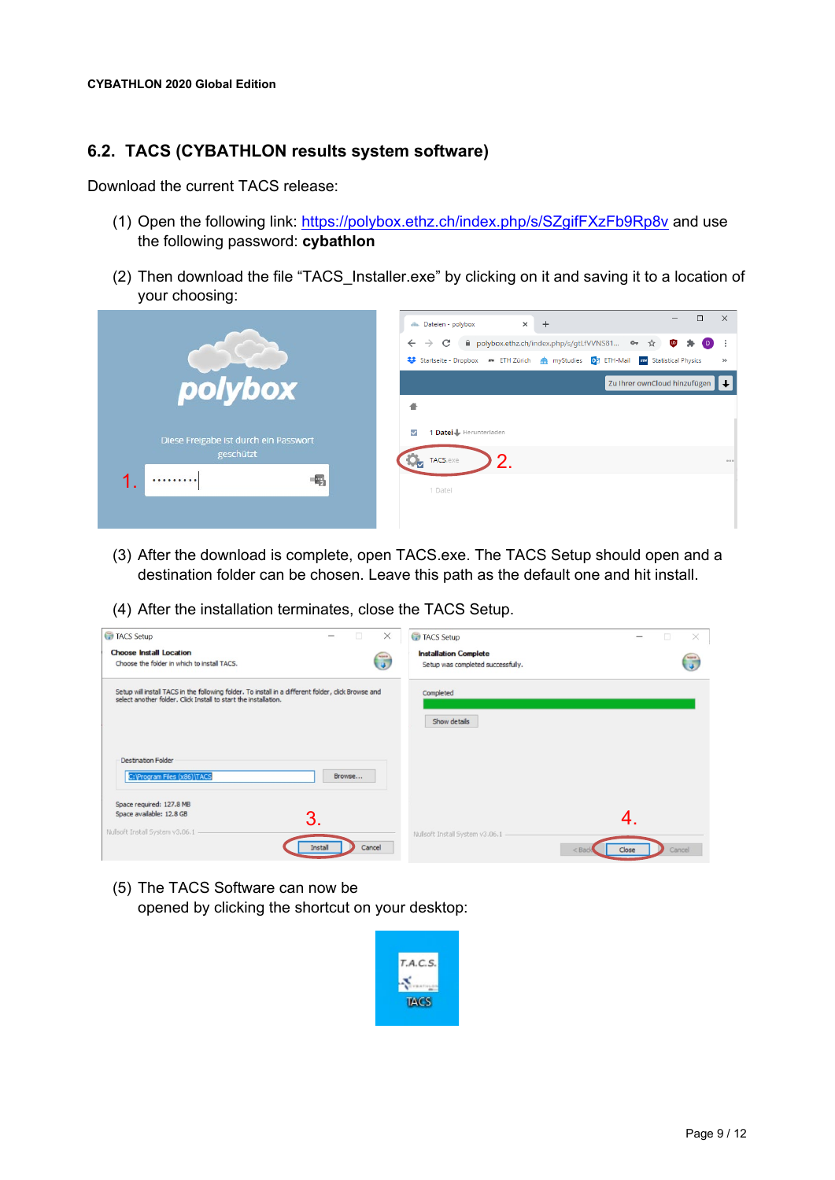## 6.2. TACS (CYBATHLON results system software)

Download the current TACS release:

(1) Open the following link: [https://polybox.ethz.ch/index.php/s/SZgifFXzFb9Rp8v](https://polybox.ethz.ch/index.php/s/SZgifFXzFb9Rp8v) and use the following password: **cybathlon**

(2) Then download the file “TACS_Installer.exe” by clicking on it and saving it to a location of your choosing:

(3) After the download is complete, open TACS.exe. The TACS Setup should open and a destination folder can be chosen. Leave this path as the default one and hit install.

(4) After the installation terminates, close the TACS Setup.

(5) The TACS Software can now be opened by clicking the shortcut on your desktop: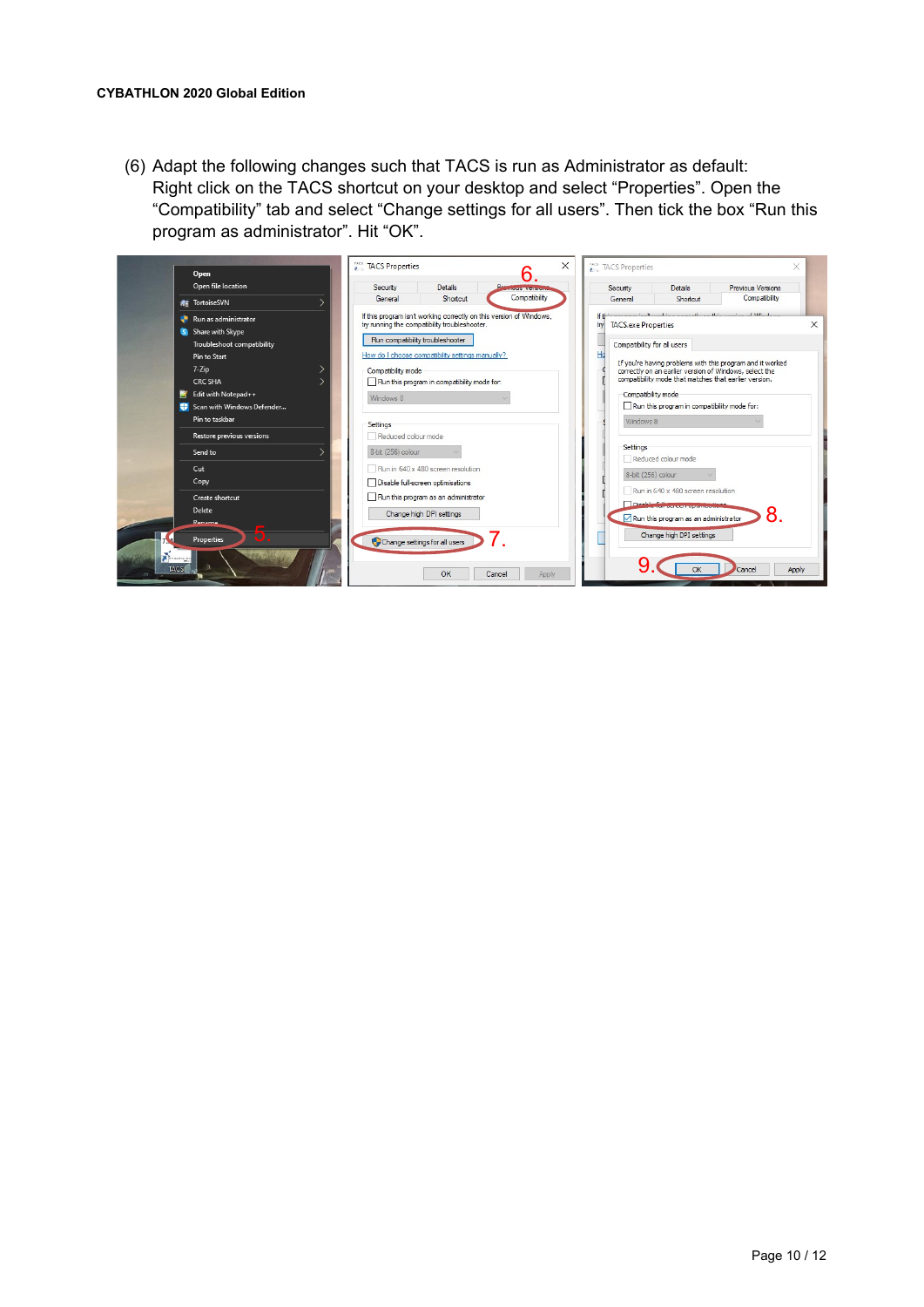(6) Adapt the following changes such that TACS is run as Administrator as default: Right click on the TACS shortcut on your desktop and select “Properties”. Open the “Compatibility” tab and select “Change settings for all users”. Then tick the box “Run this program as administrator”. Hit “OK”.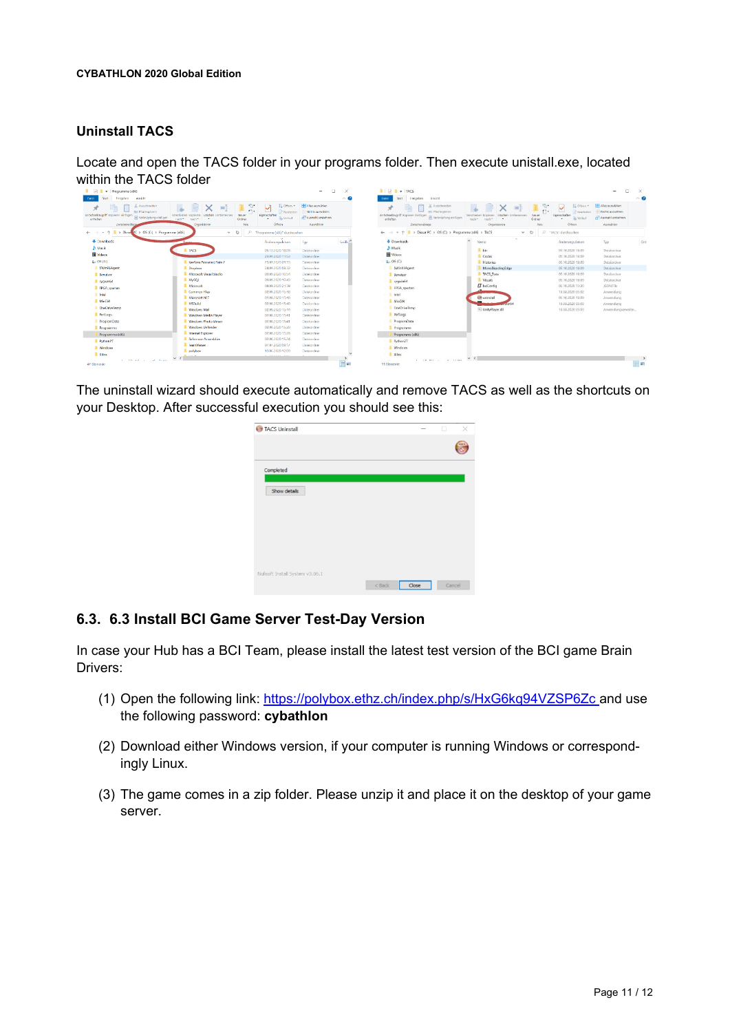## Uninstall TACS

Locate and open the TACS folder in your programs folder. Then execute unistall.exe, located within the TACS folder

The uninstall wizard should execute automatically and remove TACS as well as the shortcuts on your Desktop. After successful execution you should see this:

## 6.3. 6.3 Install BCI Game Server Test-Day Version

In case your Hub has a BCI Team, please install the latest test version of the BCI game Brain Drivers:

(1) Open the following link: [https://polybox.ethz.ch/index.php/s/HxG6kq94VZSP6Zc](https://polybox.ethz.ch/index.php/s/HxG6kq94VZSP6Zc) and use the following password: **cybathlon**

(2) Download either Windows version, if your computer is running Windows or correspondingly Linux.

(3) The game comes in a zip folder. Please unzip it and place it on the desktop of your game server.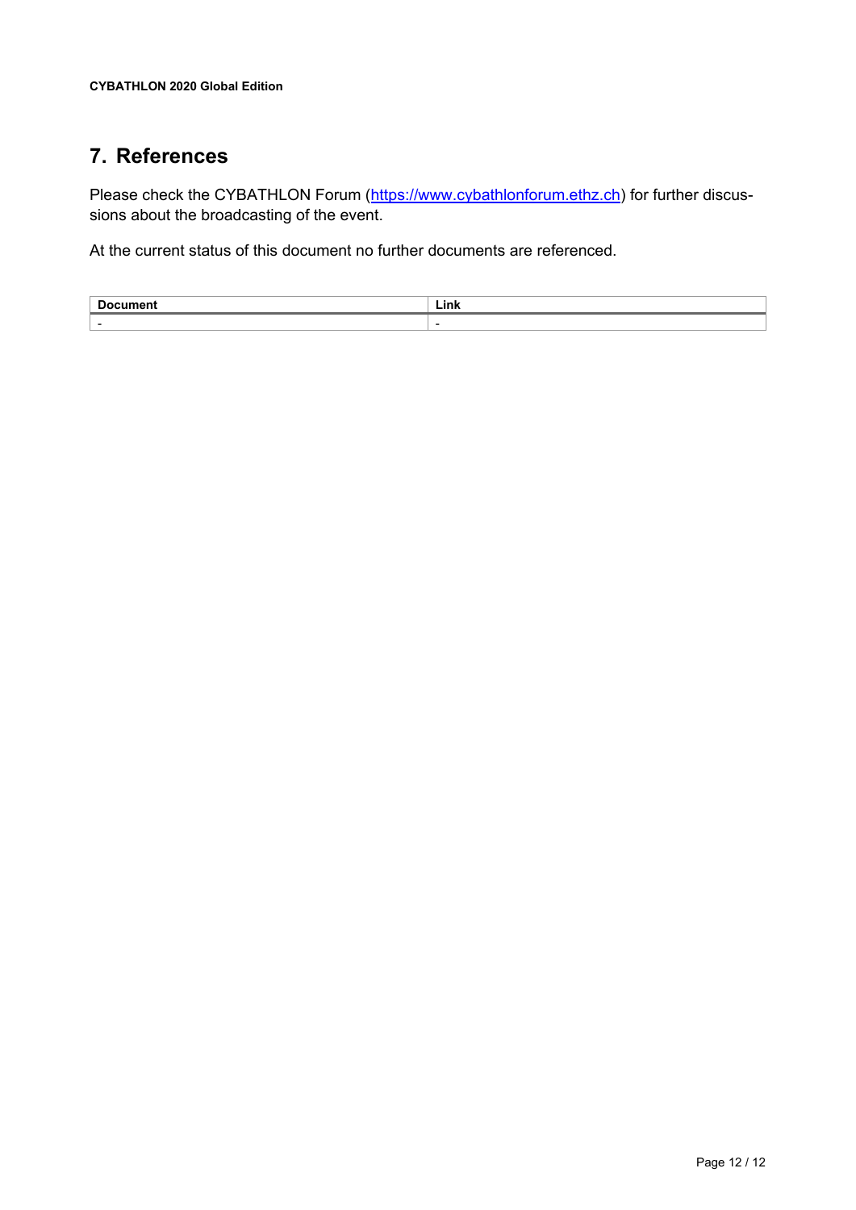## 7. References

Please check the CYBATHLON Forum (https://www.cybathlonforum.ethz.ch) for further discussions about the broadcasting of the event.

At the current status of this document no further documents are referenced.

| Document | Link |
| --- | --- |
| - | - |